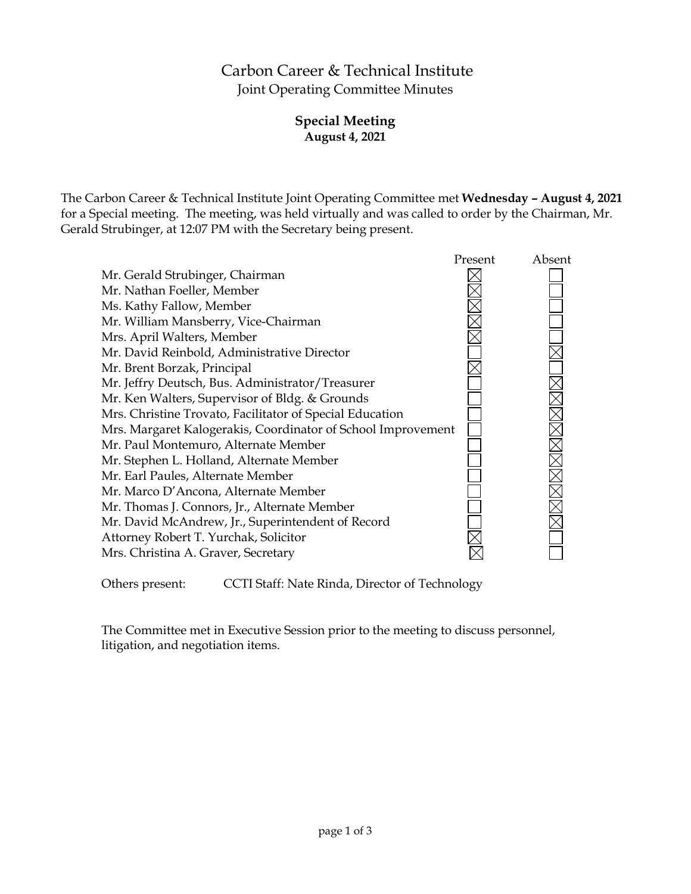# Carbon Career & Technical Institute

## Joint Operating Committee Minutes

### Special Meeting
**August 4, 2021**

The Carbon Career & Technical Institute Joint Operating Committee met **Wednesday – August 4, 2021** for a Special meeting. The meeting, was held virtually and was called to order by the Chairman, Mr. Gerald Strubinger, at 12:07 PM with the Secretary being present.

| | Present | Absent |
|---|---|---|
| Mr. Gerald Strubinger, Chairman | ☒ | ☐ |
| Mr. Nathan Foeller, Member | ☒ | ☐ |
| Ms. Kathy Fallow, Member | ☒ | ☐ |
| Mr. William Mansberry, Vice-Chairman | ☒ | ☐ |
| Mrs. April Walters, Member | ☒ | ☐ |
| Mr. David Reinbold, Administrative Director | ☐ | ☒ |
| Mr. Brent Borzak, Principal | ☒ | ☐ |
| Mr. Jeffry Deutsch, Bus. Administrator/Treasurer | ☐ | ☒ |
| Mr. Ken Walters, Supervisor of Bldg. & Grounds | ☐ | ☒ |
| Mrs. Christine Trovato, Facilitator of Special Education | ☐ | ☒ |
| Mrs. Margaret Kalogerakis, Coordinator of School Improvement | ☐ | ☒ |
| Mr. Paul Montemuro, Alternate Member | ☐ | ☒ |
| Mr. Stephen L. Holland, Alternate Member | ☐ | ☒ |
| Mr. Earl Paules, Alternate Member | ☐ | ☒ |
| Mr. Marco D'Ancona, Alternate Member | ☐ | ☒ |
| Mr. Thomas J. Connors, Jr., Alternate Member | ☐ | ☒ |
| Mr. David McAndrew, Jr., Superintendent of Record | ☐ | ☒ |
| Attorney Robert T. Yurchak, Solicitor | ☒ | ☐ |
| Mrs. Christina A. Graver, Secretary | ☒ | ☐ |

Others present: CCTI Staff: Nate Rinda, Director of Technology

The Committee met in Executive Session prior to the meeting to discuss personnel, litigation, and negotiation items.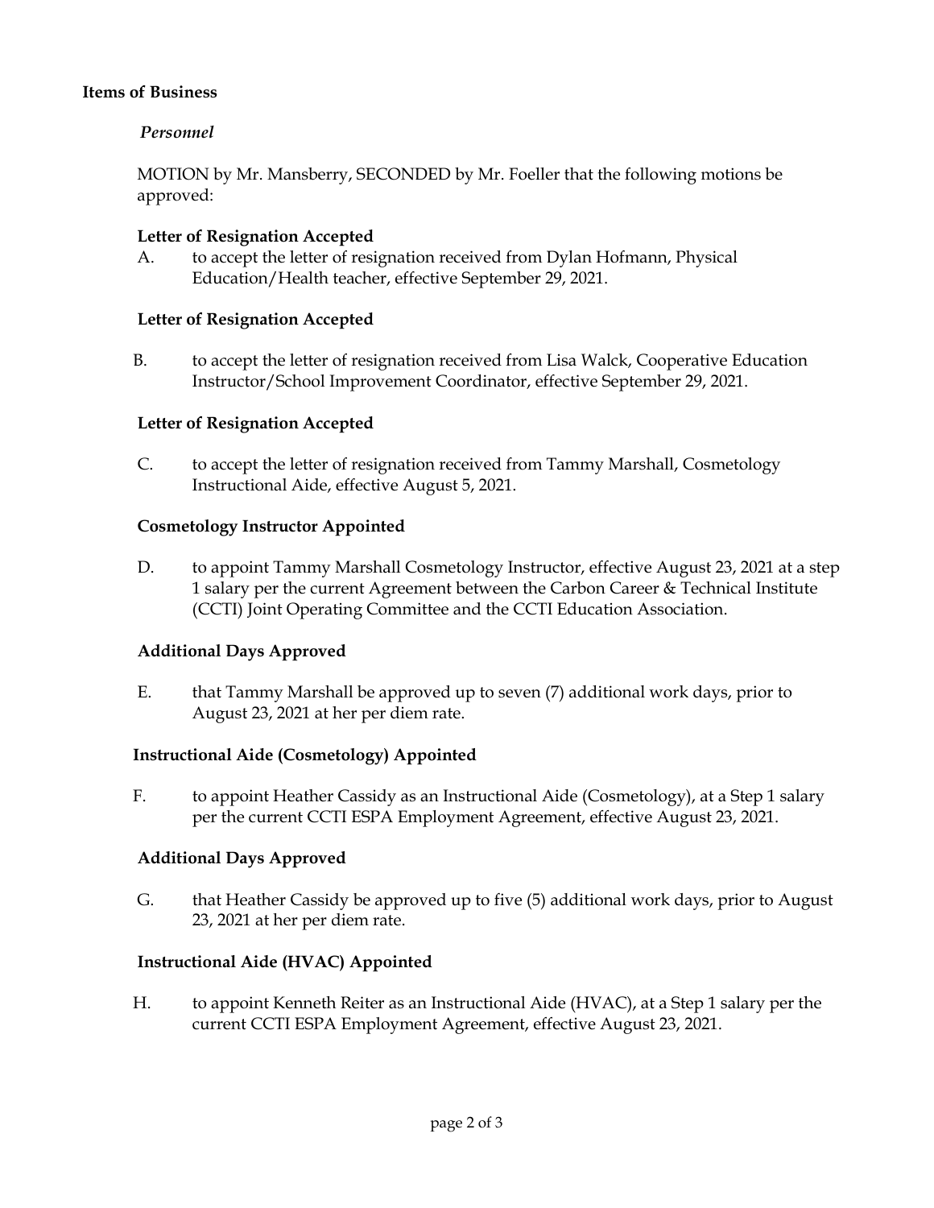**Items of Business**

*Personnel*

MOTION by Mr. Mansberry, SECONDED by Mr. Foeller that the following motions be approved:

**Letter of Resignation Accepted**

A. to accept the letter of resignation received from Dylan Hofmann, Physical Education/Health teacher, effective September 29, 2021.

**Letter of Resignation Accepted**

B. to accept the letter of resignation received from Lisa Walck, Cooperative Education Instructor/School Improvement Coordinator, effective September 29, 2021.

**Letter of Resignation Accepted**

C. to accept the letter of resignation received from Tammy Marshall, Cosmetology Instructional Aide, effective August 5, 2021.

**Cosmetology Instructor Appointed**

D. to appoint Tammy Marshall Cosmetology Instructor, effective August 23, 2021 at a step 1 salary per the current Agreement between the Carbon Career & Technical Institute (CCTI) Joint Operating Committee and the CCTI Education Association.

**Additional Days Approved**

E. that Tammy Marshall be approved up to seven (7) additional work days, prior to August 23, 2021 at her per diem rate.

**Instructional Aide (Cosmetology) Appointed**

F. to appoint Heather Cassidy as an Instructional Aide (Cosmetology), at a Step 1 salary per the current CCTI ESPA Employment Agreement, effective August 23, 2021.

**Additional Days Approved**

G. that Heather Cassidy be approved up to five (5) additional work days, prior to August 23, 2021 at her per diem rate.

**Instructional Aide (HVAC) Appointed**

H. to appoint Kenneth Reiter as an Instructional Aide (HVAC), at a Step 1 salary per the current CCTI ESPA Employment Agreement, effective August 23, 2021.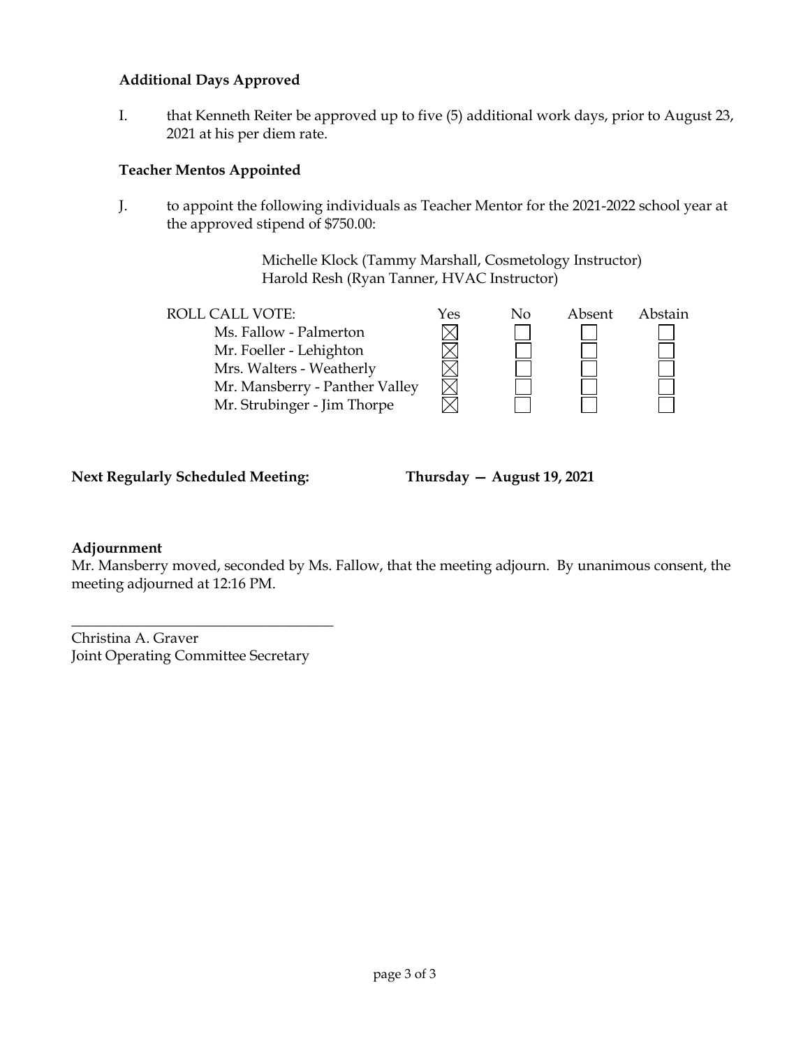**Additional Days Approved**

I. that Kenneth Reiter be approved up to five (5) additional work days, prior to August 23, 2021 at his per diem rate.

**Teacher Mentos Appointed**

J. to appoint the following individuals as Teacher Mentor for the 2021-2022 school year at the approved stipend of $750.00:

Michelle Klock (Tammy Marshall, Cosmetology Instructor)
Harold Resh (Ryan Tanner, HVAC Instructor)

| ROLL CALL VOTE: | Yes | No | Absent | Abstain |
|---|---|---|---|---|
| Ms. Fallow - Palmerton | ☒ | ☐ | ☐ | ☐ |
| Mr. Foeller - Lehighton | ☒ | ☐ | ☐ | ☐ |
| Mrs. Walters - Weatherly | ☒ | ☐ | ☐ | ☐ |
| Mr. Mansberry - Panther Valley | ☒ | ☐ | ☐ | ☐ |
| Mr. Strubinger - Jim Thorpe | ☒ | ☐ | ☐ | ☐ |

**Next Regularly Scheduled Meeting:** **Thursday — August 19, 2021**

**Adjournment**
Mr. Mansberry moved, seconded by Ms. Fallow, that the meeting adjourn. By unanimous consent, the meeting adjourned at 12:16 PM.

_____________________________________
Christina A. Graver
Joint Operating Committee Secretary